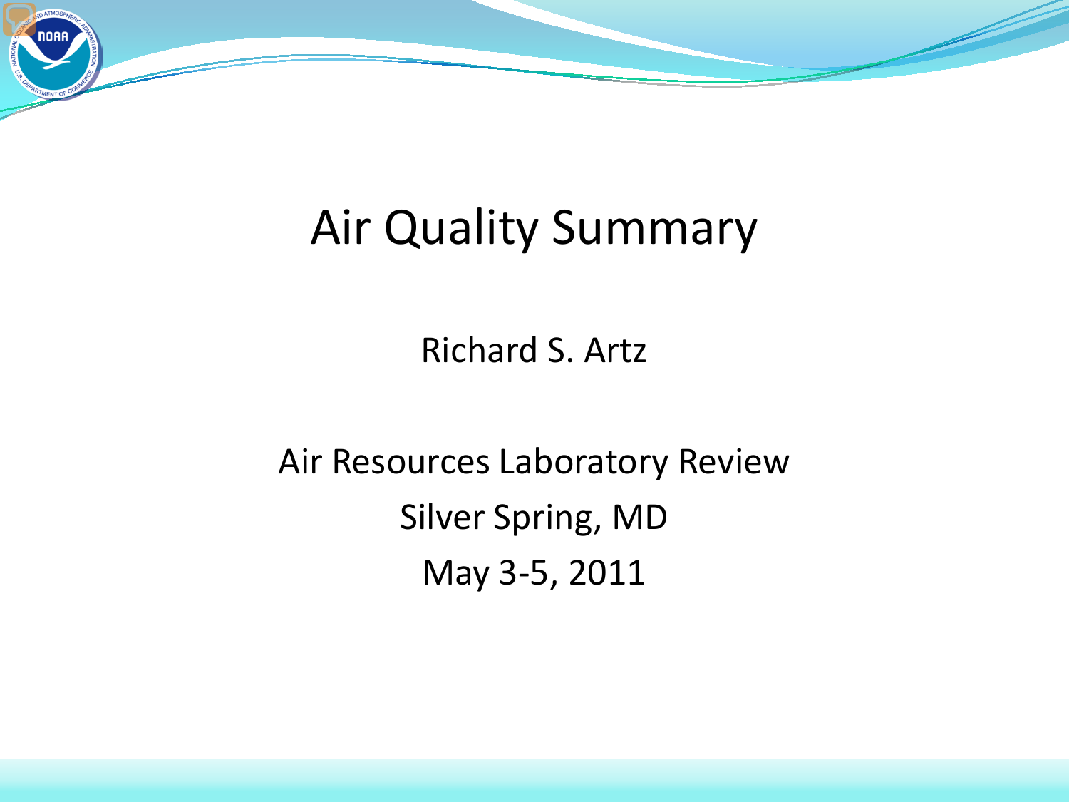# Air Quality Summary

Richard S. Artz

Air Resources Laboratory Review

Silver Spring, MD

May 3-5, 2011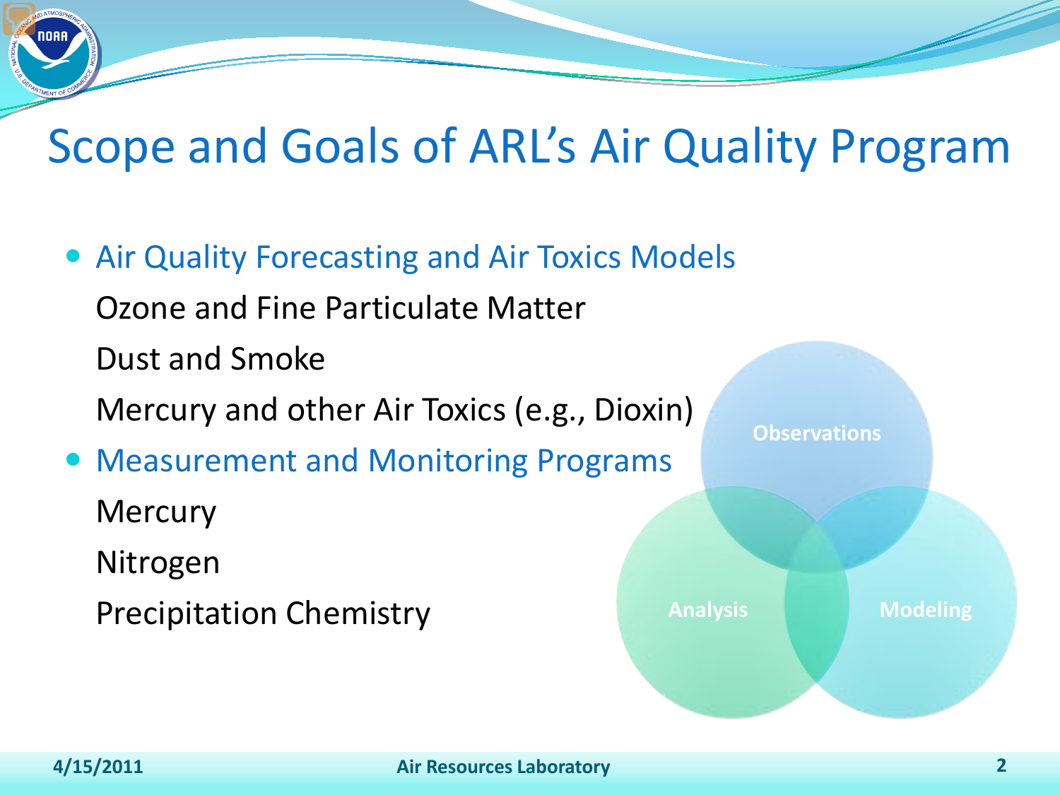# Scope and Goals of ARL's Air Quality Program

- Air Quality Forecasting and Air Toxics Models
  - Ozone and Fine Particulate Matter
  - Dust and Smoke
  - Mercury and other Air Toxics (e.g., Dioxin)
- Measurement and Monitoring Programs
  - Mercury
  - Nitrogen
  - Precipitation Chemistry

Observations

Analysis

Modeling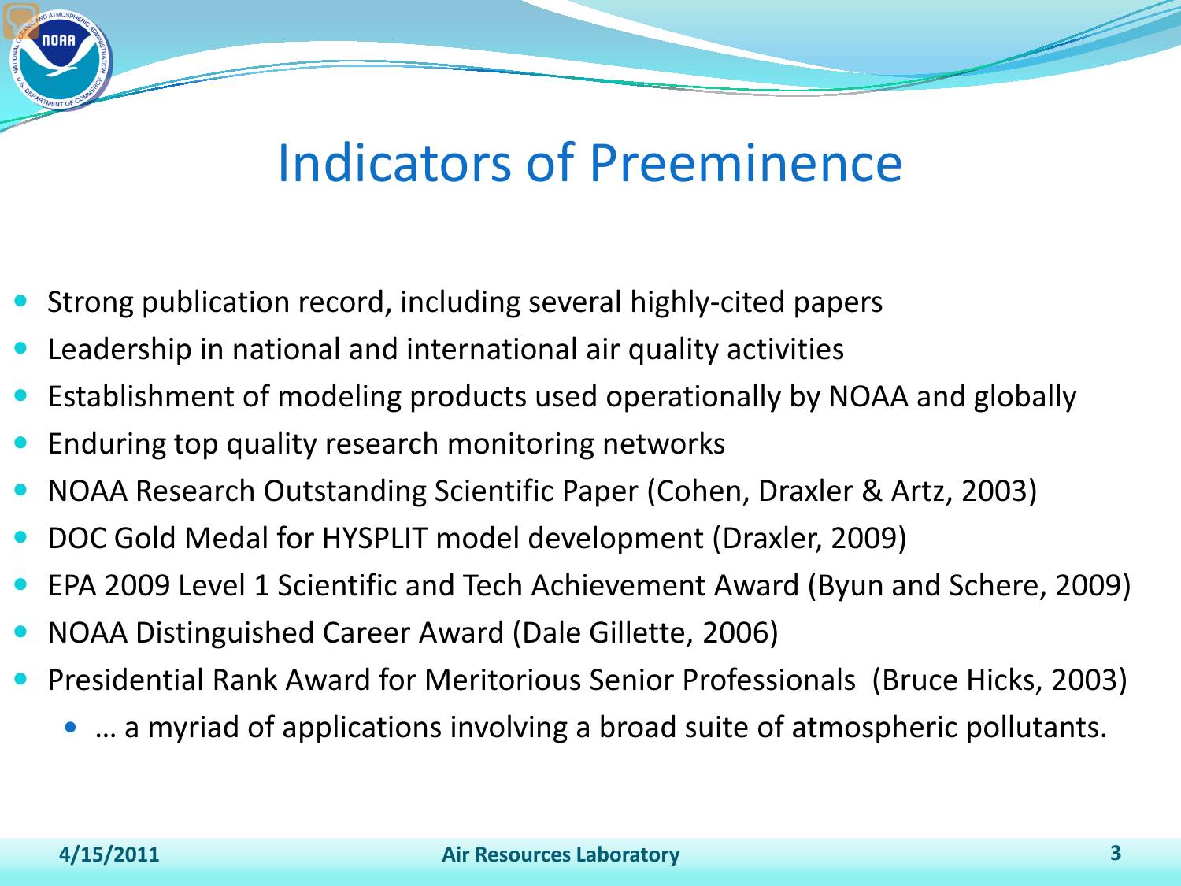# Indicators of Preeminence

- Strong publication record, including several highly-cited papers
- Leadership in national and international air quality activities
- Establishment of modeling products used operationally by NOAA and globally
- Enduring top quality research monitoring networks
- NOAA Research Outstanding Scientific Paper (Cohen, Draxler & Artz, 2003)
- DOC Gold Medal for HYSPLIT model development (Draxler, 2009)
- EPA 2009 Level 1 Scientific and Tech Achievement Award (Byun and Schere, 2009)
- NOAA Distinguished Career Award (Dale Gillette, 2006)
- Presidential Rank Award for Meritorious Senior Professionals (Bruce Hicks, 2003)
  - … a myriad of applications involving a broad suite of atmospheric pollutants.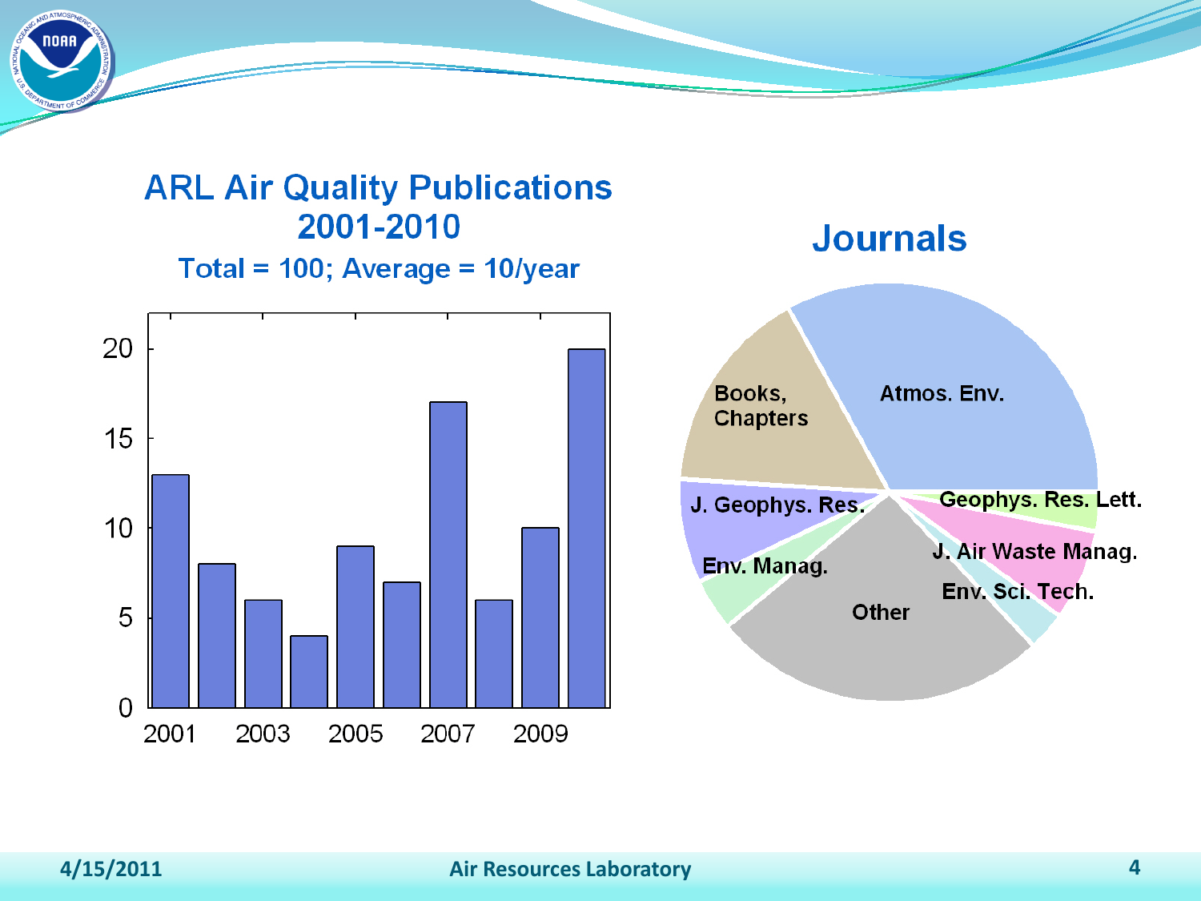## ARL Air Quality Publications 2001-2010

Total = 100; Average = 10/year

| Year | Publications |
|---|---|
| 2001 | 13 |
| 2002 | 8 |
| 2003 | 6 |
| 2004 | 4 |
| 2005 | 9 |
| 2006 | 7 |
| 2007 | 17 |
| 2008 | 6 |
| 2009 | 10 |
| 2010 | 20 |

## Journals

- Atmos. Env.
- Books, Chapters
- J. Geophys. Res.
- Env. Manag.
- Other
- Env. Sci. Tech.
- J. Air Waste Manag.
- Geophys. Res. Lett.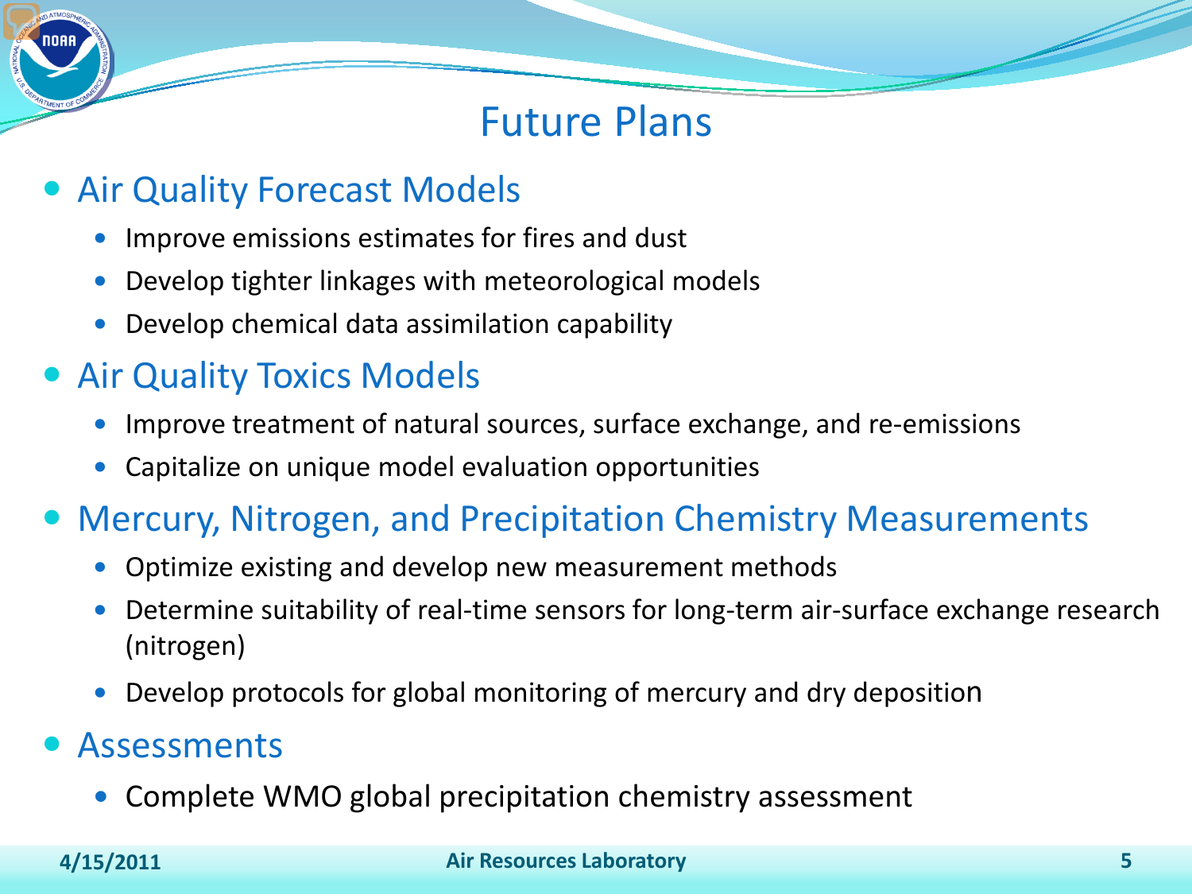# Future Plans

- **Air Quality Forecast Models**
  - Improve emissions estimates for fires and dust
  - Develop tighter linkages with meteorological models
  - Develop chemical data assimilation capability
- **Air Quality Toxics Models**
  - Improve treatment of natural sources, surface exchange, and re-emissions
  - Capitalize on unique model evaluation opportunities
- **Mercury, Nitrogen, and Precipitation Chemistry Measurements**
  - Optimize existing and develop new measurement methods
  - Determine suitability of real-time sensors for long-term air-surface exchange research (nitrogen)
  - Develop protocols for global monitoring of mercury and dry deposition
- **Assessments**
  - Complete WMO global precipitation chemistry assessment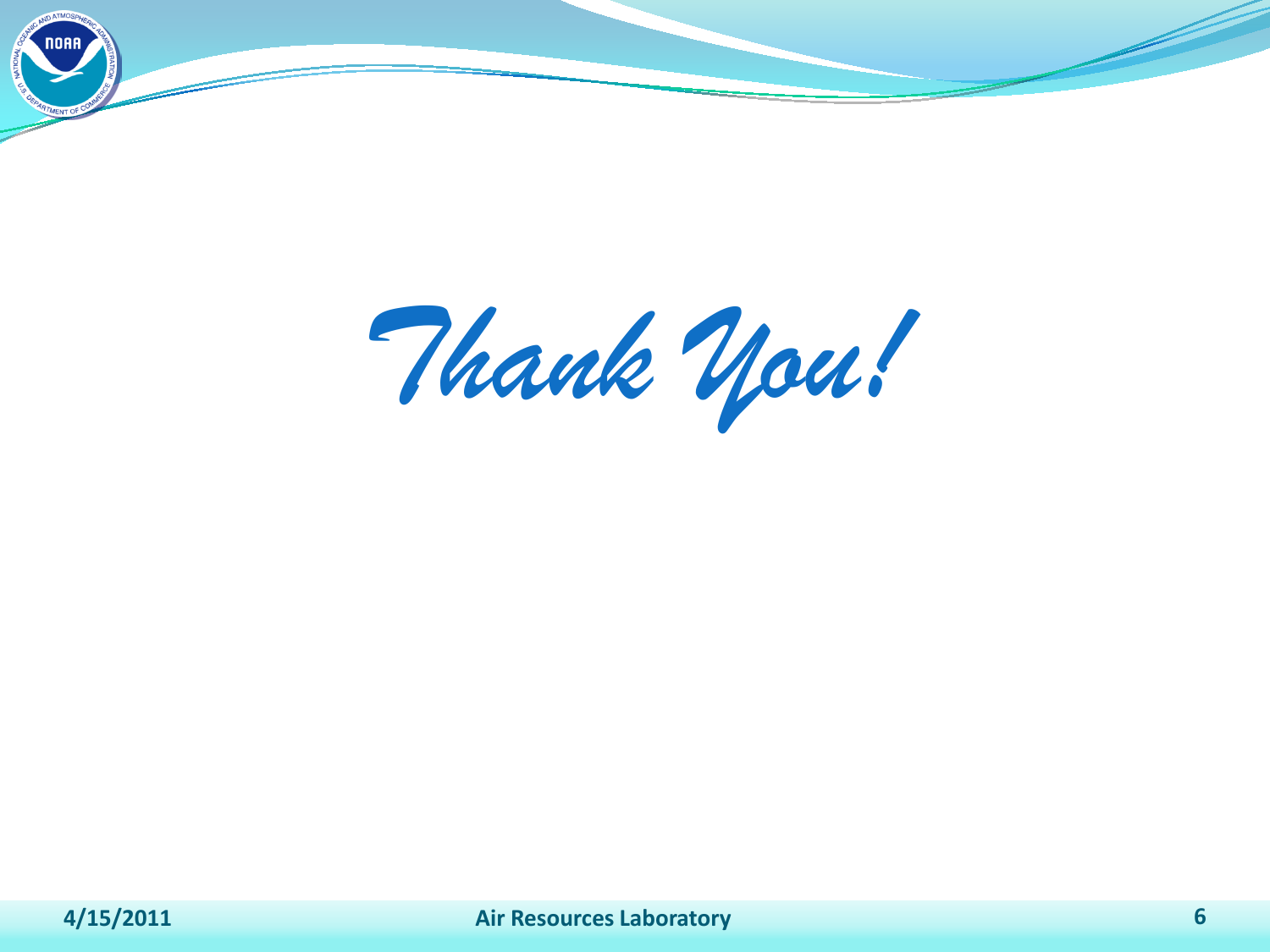*Thank You!*